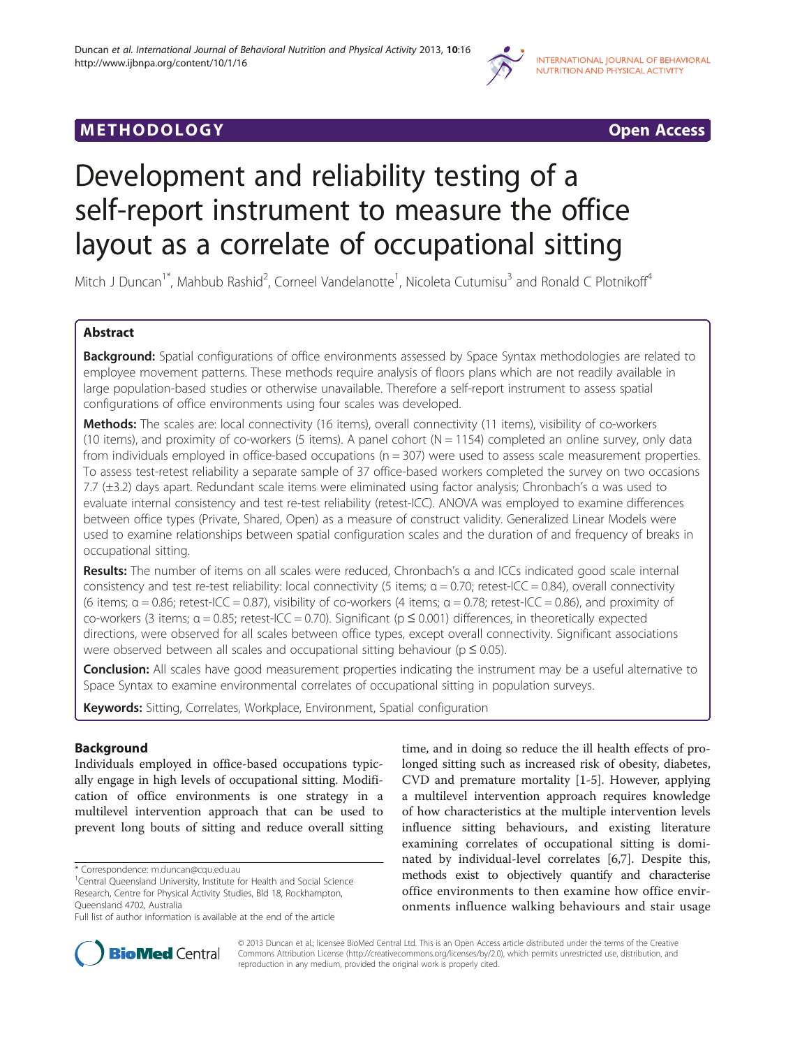**METHODOLOGY** **Open Access**

# Development and reliability testing of a self-report instrument to measure the office layout as a correlate of occupational sitting

Mitch J Duncan[1*], Mahbub Rashid[2], Corneel Vandelanotte[1], Nicoleta Cutumisu[3] and Ronald C Plotnikoff[4]

## Abstract

**Background:** Spatial configurations of office environments assessed by Space Syntax methodologies are related to employee movement patterns. These methods require analysis of floors plans which are not readily available in large population-based studies or otherwise unavailable. Therefore a self-report instrument to assess spatial configurations of office environments using four scales was developed.

**Methods:** The scales are: local connectivity (16 items), overall connectivity (11 items), visibility of co-workers (10 items), and proximity of co-workers (5 items). A panel cohort (N = 1154) completed an online survey, only data from individuals employed in office-based occupations (n = 307) were used to assess scale measurement properties. To assess test-retest reliability a separate sample of 37 office-based workers completed the survey on two occasions 7.7 (±3.2) days apart. Redundant scale items were eliminated using factor analysis; Chronbach's α was used to evaluate internal consistency and test re-test reliability (retest-ICC). ANOVA was employed to examine differences between office types (Private, Shared, Open) as a measure of construct validity. Generalized Linear Models were used to examine relationships between spatial configuration scales and the duration of and frequency of breaks in occupational sitting.

**Results:** The number of items on all scales were reduced, Chronbach's α and ICCs indicated good scale internal consistency and test re-test reliability: local connectivity (5 items; α = 0.70; retest-ICC = 0.84), overall connectivity (6 items; α = 0.86; retest-ICC = 0.87), visibility of co-workers (4 items; α = 0.78; retest-ICC = 0.86), and proximity of co-workers (3 items; α = 0.85; retest-ICC = 0.70). Significant ($p \leq 0.001$) differences, in theoretically expected directions, were observed for all scales between office types, except overall connectivity. Significant associations were observed between all scales and occupational sitting behaviour ($p \leq 0.05$).

**Conclusion:** All scales have good measurement properties indicating the instrument may be a useful alternative to Space Syntax to examine environmental correlates of occupational sitting in population surveys.

**Keywords:** Sitting, Correlates, Workplace, Environment, Spatial configuration

## Background

Individuals employed in office-based occupations typically engage in high levels of occupational sitting. Modification of office environments is one strategy in a multilevel intervention approach that can be used to prevent long bouts of sitting and reduce overall sitting time, and in doing so reduce the ill health effects of prolonged sitting such as increased risk of obesity, diabetes, CVD and premature mortality [1-5]. However, applying a multilevel intervention approach requires knowledge of how characteristics at the multiple intervention levels influence sitting behaviours, and existing literature examining correlates of occupational sitting is dominated by individual-level correlates [6,7]. Despite this, methods exist to objectively quantify and characterise office environments to then examine how office environments influence walking behaviours and stair usage

\* Correspondence: m.duncan@cqu.edu.au
[1]Central Queensland University, Institute for Health and Social Science Research, Centre for Physical Activity Studies, Bld 18, Rockhampton, Queensland 4702, Australia
Full list of author information is available at the end of the article

© 2013 Duncan et al.; licensee BioMed Central Ltd. This is an Open Access article distributed under the terms of the Creative Commons Attribution License (http://creativecommons.org/licenses/by/2.0), which permits unrestricted use, distribution, and reproduction in any medium, provided the original work is properly cited.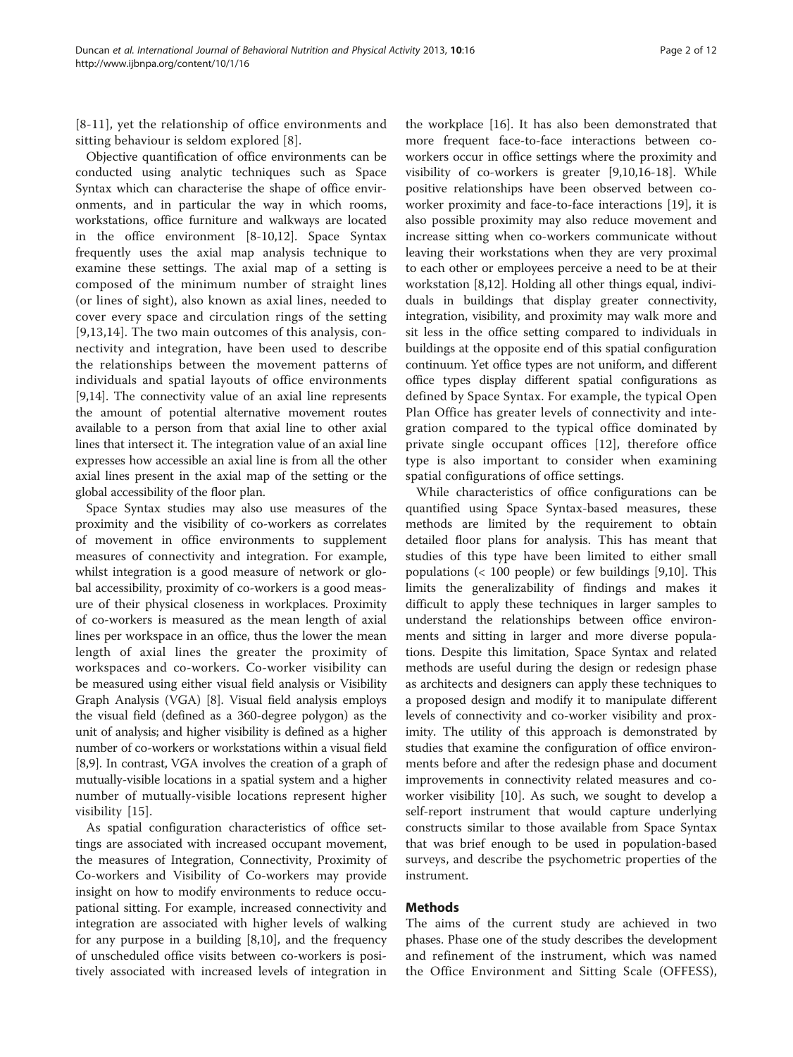[8-11], yet the relationship of office environments and sitting behaviour is seldom explored [8].

Objective quantification of office environments can be conducted using analytic techniques such as Space Syntax which can characterise the shape of office environments, and in particular the way in which rooms, workstations, office furniture and walkways are located in the office environment [8-10,12]. Space Syntax frequently uses the axial map analysis technique to examine these settings. The axial map of a setting is composed of the minimum number of straight lines (or lines of sight), also known as axial lines, needed to cover every space and circulation rings of the setting [9,13,14]. The two main outcomes of this analysis, connectivity and integration, have been used to describe the relationships between the movement patterns of individuals and spatial layouts of office environments [9,14]. The connectivity value of an axial line represents the amount of potential alternative movement routes available to a person from that axial line to other axial lines that intersect it. The integration value of an axial line expresses how accessible an axial line is from all the other axial lines present in the axial map of the setting or the global accessibility of the floor plan.

Space Syntax studies may also use measures of the proximity and the visibility of co-workers as correlates of movement in office environments to supplement measures of connectivity and integration. For example, whilst integration is a good measure of network or global accessibility, proximity of co-workers is a good measure of their physical closeness in workplaces. Proximity of co-workers is measured as the mean length of axial lines per workspace in an office, thus the lower the mean length of axial lines the greater the proximity of workspaces and co-workers. Co-worker visibility can be measured using either visual field analysis or Visibility Graph Analysis (VGA) [8]. Visual field analysis employs the visual field (defined as a 360-degree polygon) as the unit of analysis; and higher visibility is defined as a higher number of co-workers or workstations within a visual field [8,9]. In contrast, VGA involves the creation of a graph of mutually-visible locations in a spatial system and a higher number of mutually-visible locations represent higher visibility [15].

As spatial configuration characteristics of office settings are associated with increased occupant movement, the measures of Integration, Connectivity, Proximity of Co-workers and Visibility of Co-workers may provide insight on how to modify environments to reduce occupational sitting. For example, increased connectivity and integration are associated with higher levels of walking for any purpose in a building [8,10], and the frequency of unscheduled office visits between co-workers is positively associated with increased levels of integration in the workplace [16]. It has also been demonstrated that more frequent face-to-face interactions between co-workers occur in office settings where the proximity and visibility of co-workers is greater [9,10,16-18]. While positive relationships have been observed between co-worker proximity and face-to-face interactions [19], it is also possible proximity may also reduce movement and increase sitting when co-workers communicate without leaving their workstations when they are very proximal to each other or employees perceive a need to be at their workstation [8,12]. Holding all other things equal, individuals in buildings that display greater connectivity, integration, visibility, and proximity may walk more and sit less in the office setting compared to individuals in buildings at the opposite end of this spatial configuration continuum. Yet office types are not uniform, and different office types display different spatial configurations as defined by Space Syntax. For example, the typical Open Plan Office has greater levels of connectivity and integration compared to the typical office dominated by private single occupant offices [12], therefore office type is also important to consider when examining spatial configurations of office settings.

While characteristics of office configurations can be quantified using Space Syntax-based measures, these methods are limited by the requirement to obtain detailed floor plans for analysis. This has meant that studies of this type have been limited to either small populations (< 100 people) or few buildings [9,10]. This limits the generalizability of findings and makes it difficult to apply these techniques in larger samples to understand the relationships between office environments and sitting in larger and more diverse populations. Despite this limitation, Space Syntax and related methods are useful during the design or redesign phase as architects and designers can apply these techniques to a proposed design and modify it to manipulate different levels of connectivity and co-worker visibility and proximity. The utility of this approach is demonstrated by studies that examine the configuration of office environments before and after the redesign phase and document improvements in connectivity related measures and co-worker visibility [10]. As such, we sought to develop a self-report instrument that would capture underlying constructs similar to those available from Space Syntax that was brief enough to be used in population-based surveys, and describe the psychometric properties of the instrument.

## Methods

The aims of the current study are achieved in two phases. Phase one of the study describes the development and refinement of the instrument, which was named the Office Environment and Sitting Scale (OFFESS),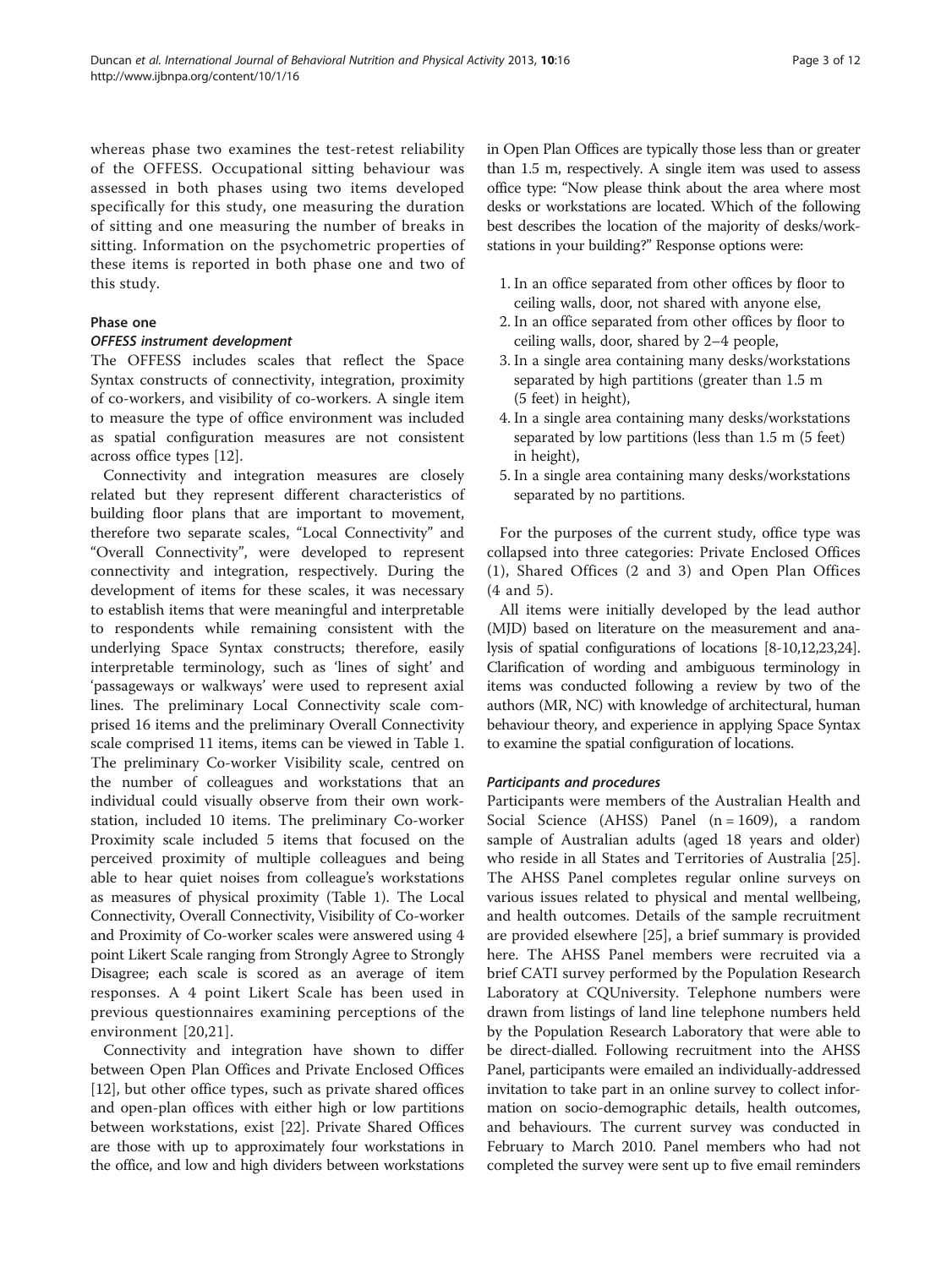whereas phase two examines the test-retest reliability of the OFFESS. Occupational sitting behaviour was assessed in both phases using two items developed specifically for this study, one measuring the duration of sitting and one measuring the number of breaks in sitting. Information on the psychometric properties of these items is reported in both phase one and two of this study.

## Phase one

### OFFESS instrument development

The OFFESS includes scales that reflect the Space Syntax constructs of connectivity, integration, proximity of co-workers, and visibility of co-workers. A single item to measure the type of office environment was included as spatial configuration measures are not consistent across office types [12].

Connectivity and integration measures are closely related but they represent different characteristics of building floor plans that are important to movement, therefore two separate scales, "Local Connectivity" and "Overall Connectivity", were developed to represent connectivity and integration, respectively. During the development of items for these scales, it was necessary to establish items that were meaningful and interpretable to respondents while remaining consistent with the underlying Space Syntax constructs; therefore, easily interpretable terminology, such as 'lines of sight' and 'passageways or walkways' were used to represent axial lines. The preliminary Local Connectivity scale comprised 16 items and the preliminary Overall Connectivity scale comprised 11 items, items can be viewed in Table 1. The preliminary Co-worker Visibility scale, centred on the number of colleagues and workstations that an individual could visually observe from their own workstation, included 10 items. The preliminary Co-worker Proximity scale included 5 items that focused on the perceived proximity of multiple colleagues and being able to hear quiet noises from colleague's workstations as measures of physical proximity (Table 1). The Local Connectivity, Overall Connectivity, Visibility of Co-worker and Proximity of Co-worker scales were answered using 4 point Likert Scale ranging from Strongly Agree to Strongly Disagree; each scale is scored as an average of item responses. A 4 point Likert Scale has been used in previous questionnaires examining perceptions of the environment [20,21].

Connectivity and integration have shown to differ between Open Plan Offices and Private Enclosed Offices [12], but other office types, such as private shared offices and open-plan offices with either high or low partitions between workstations, exist [22]. Private Shared Offices are those with up to approximately four workstations in the office, and low and high dividers between workstations in Open Plan Offices are typically those less than or greater than 1.5 m, respectively. A single item was used to assess office type: "Now please think about the area where most desks or workstations are located. Which of the following best describes the location of the majority of desks/workstations in your building?" Response options were:

1. In an office separated from other offices by floor to ceiling walls, door, not shared with anyone else,
2. In an office separated from other offices by floor to ceiling walls, door, shared by 2–4 people,
3. In a single area containing many desks/workstations separated by high partitions (greater than 1.5 m (5 feet) in height),
4. In a single area containing many desks/workstations separated by low partitions (less than 1.5 m (5 feet) in height),
5. In a single area containing many desks/workstations separated by no partitions.

For the purposes of the current study, office type was collapsed into three categories: Private Enclosed Offices (1), Shared Offices (2 and 3) and Open Plan Offices (4 and 5).

All items were initially developed by the lead author (MJD) based on literature on the measurement and analysis of spatial configurations of locations [8-10,12,23,24]. Clarification of wording and ambiguous terminology in items was conducted following a review by two of the authors (MR, NC) with knowledge of architectural, human behaviour theory, and experience in applying Space Syntax to examine the spatial configuration of locations.

### Participants and procedures

Participants were members of the Australian Health and Social Science (AHSS) Panel (n = 1609), a random sample of Australian adults (aged 18 years and older) who reside in all States and Territories of Australia [25]. The AHSS Panel completes regular online surveys on various issues related to physical and mental wellbeing, and health outcomes. Details of the sample recruitment are provided elsewhere [25], a brief summary is provided here. The AHSS Panel members were recruited via a brief CATI survey performed by the Population Research Laboratory at CQUniversity. Telephone numbers were drawn from listings of land line telephone numbers held by the Population Research Laboratory that were able to be direct-dialled. Following recruitment into the AHSS Panel, participants were emailed an individually-addressed invitation to take part in an online survey to collect information on socio-demographic details, health outcomes, and behaviours. The current survey was conducted in February to March 2010. Panel members who had not completed the survey were sent up to five email reminders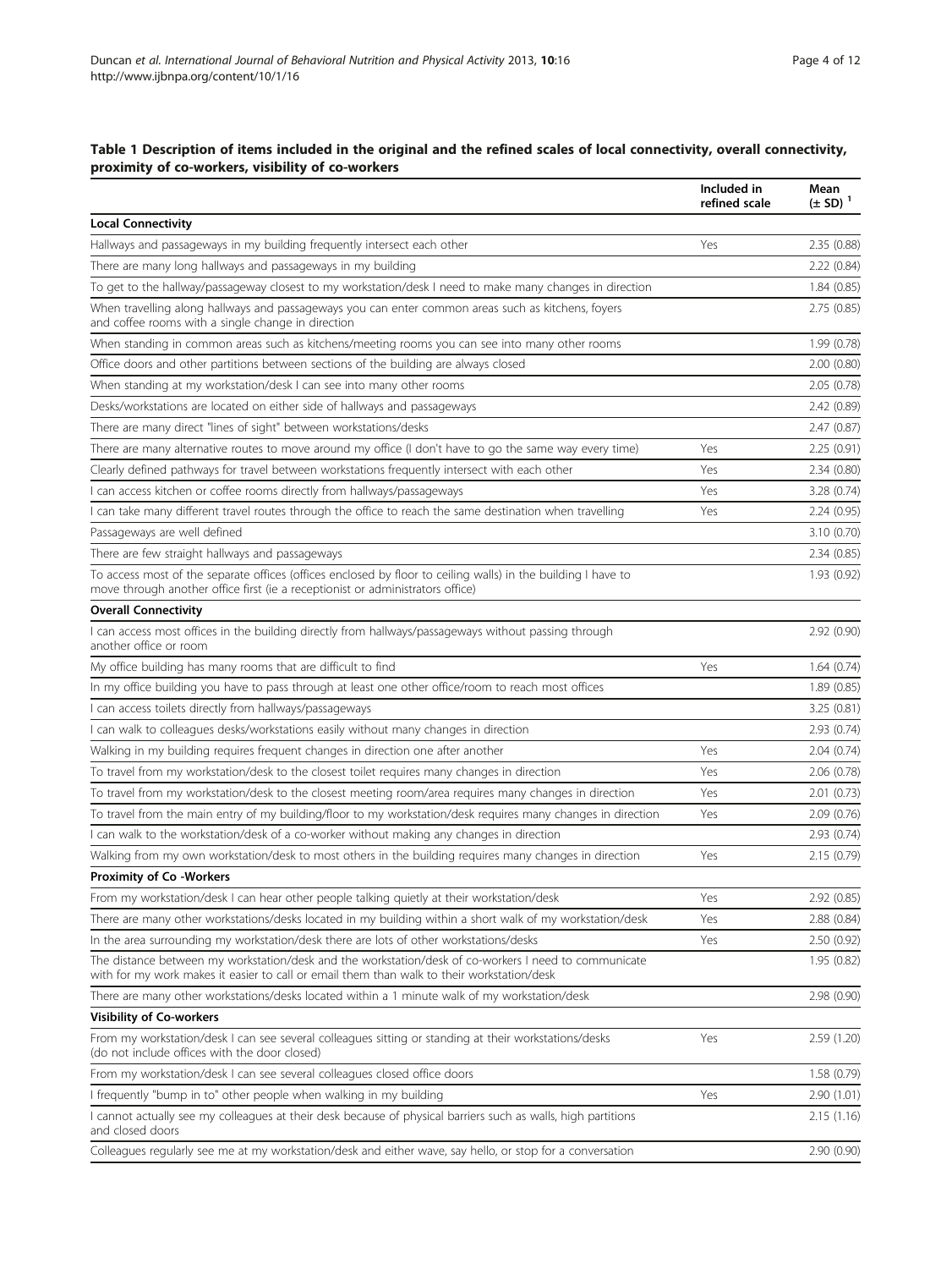**Table 1 Description of items included in the original and the refined scales of local connectivity, overall connectivity, proximity of co-workers, visibility of co-workers**

| | Included in refined scale | Mean (± SD) [1] |
|---|---|---|
| **Local Connectivity** | | |
| Hallways and passageways in my building frequently intersect each other | Yes | 2.35 (0.88) |
| There are many long hallways and passageways in my building | | 2.22 (0.84) |
| To get to the hallway/passageway closest to my workstation/desk I need to make many changes in direction | | 1.84 (0.85) |
| When travelling along hallways and passageways you can enter common areas such as kitchens, foyers and coffee rooms with a single change in direction | | 2.75 (0.85) |
| When standing in common areas such as kitchens/meeting rooms you can see into many other rooms | | 1.99 (0.78) |
| Office doors and other partitions between sections of the building are always closed | | 2.00 (0.80) |
| When standing at my workstation/desk I can see into many other rooms | | 2.05 (0.78) |
| Desks/workstations are located on either side of hallways and passageways | | 2.42 (0.89) |
| There are many direct "lines of sight" between workstations/desks | | 2.47 (0.87) |
| There are many alternative routes to move around my office (I don't have to go the same way every time) | Yes | 2.25 (0.91) |
| Clearly defined pathways for travel between workstations frequently intersect with each other | Yes | 2.34 (0.80) |
| I can access kitchen or coffee rooms directly from hallways/passageways | Yes | 3.28 (0.74) |
| I can take many different travel routes through the office to reach the same destination when travelling | Yes | 2.24 (0.95) |
| Passageways are well defined | | 3.10 (0.70) |
| There are few straight hallways and passageways | | 2.34 (0.85) |
| To access most of the separate offices (offices enclosed by floor to ceiling walls) in the building I have to move through another office first (ie a receptionist or administrators office) | | 1.93 (0.92) |
| **Overall Connectivity** | | |
| I can access most offices in the building directly from hallways/passageways without passing through another office or room | | 2.92 (0.90) |
| My office building has many rooms that are difficult to find | Yes | 1.64 (0.74) |
| In my office building you have to pass through at least one other office/room to reach most offices | | 1.89 (0.85) |
| I can access toilets directly from hallways/passageways | | 3.25 (0.81) |
| I can walk to colleagues desks/workstations easily without many changes in direction | | 2.93 (0.74) |
| Walking in my building requires frequent changes in direction one after another | Yes | 2.04 (0.74) |
| To travel from my workstation/desk to the closest toilet requires many changes in direction | Yes | 2.06 (0.78) |
| To travel from my workstation/desk to the closest meeting room/area requires many changes in direction | Yes | 2.01 (0.73) |
| To travel from the main entry of my building/floor to my workstation/desk requires many changes in direction | Yes | 2.09 (0.76) |
| I can walk to the workstation/desk of a co-worker without making any changes in direction | | 2.93 (0.74) |
| Walking from my own workstation/desk to most others in the building requires many changes in direction | Yes | 2.15 (0.79) |
| **Proximity of Co -Workers** | | |
| From my workstation/desk I can hear other people talking quietly at their workstation/desk | Yes | 2.92 (0.85) |
| There are many other workstations/desks located in my building within a short walk of my workstation/desk | Yes | 2.88 (0.84) |
| In the area surrounding my workstation/desk there are lots of other workstations/desks | Yes | 2.50 (0.92) |
| The distance between my workstation/desk and the workstation/desk of co-workers I need to communicate with for my work makes it easier to call or email them than walk to their workstation/desk | | 1.95 (0.82) |
| There are many other workstations/desks located within a 1 minute walk of my workstation/desk | | 2.98 (0.90) |
| **Visibility of Co-workers** | | |
| From my workstation/desk I can see several colleagues sitting or standing at their workstations/desks (do not include offices with the door closed) | Yes | 2.59 (1.20) |
| From my workstation/desk I can see several colleagues closed office doors | | 1.58 (0.79) |
| I frequently "bump in to" other people when walking in my building | Yes | 2.90 (1.01) |
| I cannot actually see my colleagues at their desk because of physical barriers such as walls, high partitions and closed doors | | 2.15 (1.16) |
| Colleagues regularly see me at my workstation/desk and either wave, say hello, or stop for a conversation | | 2.90 (0.90) |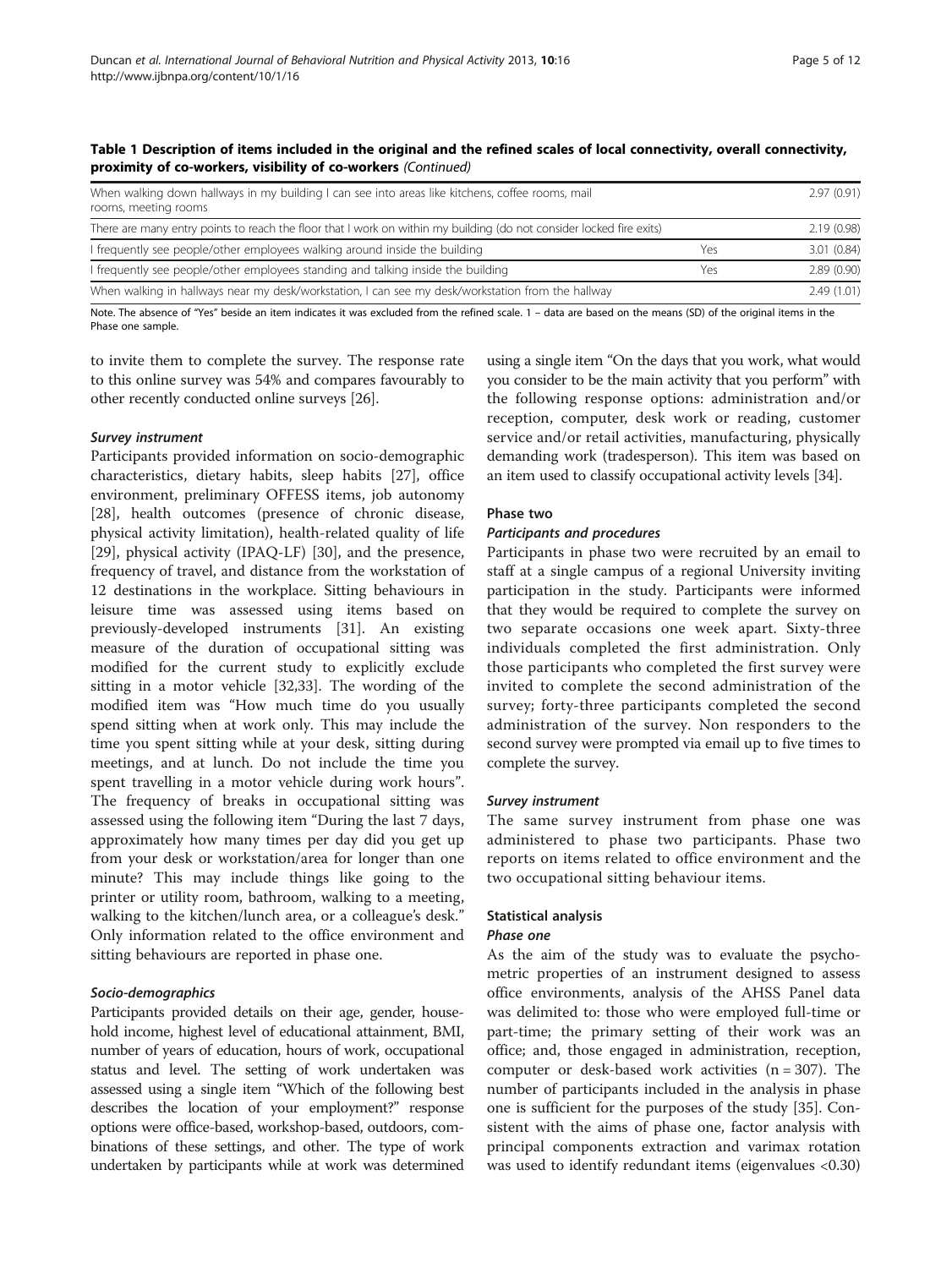**Table 1 Description of items included in the original and the refined scales of local connectivity, overall connectivity, proximity of co-workers, visibility of co-workers** *(Continued)*

| | | |
|---|---|---|
| When walking down hallways in my building I can see into areas like kitchens, coffee rooms, mail rooms, meeting rooms | | 2.97 (0.91) |
| There are many entry points to reach the floor that I work on within my building (do not consider locked fire exits) | | 2.19 (0.98) |
| I frequently see people/other employees walking around inside the building | Yes | 3.01 (0.84) |
| I frequently see people/other employees standing and talking inside the building | Yes | 2.89 (0.90) |
| When walking in hallways near my desk/workstation, I can see my desk/workstation from the hallway | | 2.49 (1.01) |

Note. The absence of "Yes" beside an item indicates it was excluded from the refined scale. 1 – data are based on the means (SD) of the original items in the Phase one sample.

to invite them to complete the survey. The response rate to this online survey was 54% and compares favourably to other recently conducted online surveys [26].

#### *Survey instrument*

Participants provided information on socio-demographic characteristics, dietary habits, sleep habits [27], office environment, preliminary OFFESS items, job autonomy [28], health outcomes (presence of chronic disease, physical activity limitation), health-related quality of life [29], physical activity (IPAQ-LF) [30], and the presence, frequency of travel, and distance from the workstation of 12 destinations in the workplace. Sitting behaviours in leisure time was assessed using items based on previously-developed instruments [31]. An existing measure of the duration of occupational sitting was modified for the current study to explicitly exclude sitting in a motor vehicle [32,33]. The wording of the modified item was "How much time do you usually spend sitting when at work only. This may include the time you spent sitting while at your desk, sitting during meetings, and at lunch. Do not include the time you spent travelling in a motor vehicle during work hours". The frequency of breaks in occupational sitting was assessed using the following item "During the last 7 days, approximately how many times per day did you get up from your desk or workstation/area for longer than one minute? This may include things like going to the printer or utility room, bathroom, walking to a meeting, walking to the kitchen/lunch area, or a colleague's desk." Only information related to the office environment and sitting behaviours are reported in phase one.

#### *Socio-demographics*

Participants provided details on their age, gender, household income, highest level of educational attainment, BMI, number of years of education, hours of work, occupational status and level. The setting of work undertaken was assessed using a single item "Which of the following best describes the location of your employment?" response options were office-based, workshop-based, outdoors, combinations of these settings, and other. The type of work undertaken by participants while at work was determined using a single item "On the days that you work, what would you consider to be the main activity that you perform" with the following response options: administration and/or reception, computer, desk work or reading, customer service and/or retail activities, manufacturing, physically demanding work (tradesperson). This item was based on an item used to classify occupational activity levels [34].

### Phase two

#### *Participants and procedures*

Participants in phase two were recruited by an email to staff at a single campus of a regional University inviting participation in the study. Participants were informed that they would be required to complete the survey on two separate occasions one week apart. Sixty-three individuals completed the first administration. Only those participants who completed the first survey were invited to complete the second administration of the survey; forty-three participants completed the second administration of the survey. Non responders to the second survey were prompted via email up to five times to complete the survey.

#### *Survey instrument*

The same survey instrument from phase one was administered to phase two participants. Phase two reports on items related to office environment and the two occupational sitting behaviour items.

### Statistical analysis

#### *Phase one*

As the aim of the study was to evaluate the psychometric properties of an instrument designed to assess office environments, analysis of the AHSS Panel data was delimited to: those who were employed full-time or part-time; the primary setting of their work was an office; and, those engaged in administration, reception, computer or desk-based work activities (n = 307). The number of participants included in the analysis in phase one is sufficient for the purposes of the study [35]. Consistent with the aims of phase one, factor analysis with principal components extraction and varimax rotation was used to identify redundant items (eigenvalues <0.30)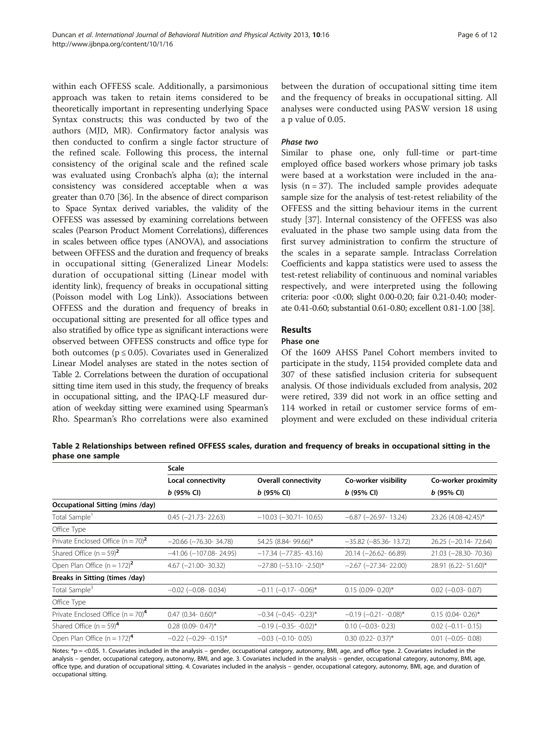within each OFFESS scale. Additionally, a parsimonious approach was taken to retain items considered to be theoretically important in representing underlying Space Syntax constructs; this was conducted by two of the authors (MJD, MR). Confirmatory factor analysis was then conducted to confirm a single factor structure of the refined scale. Following this process, the internal consistency of the original scale and the refined scale was evaluated using Cronbach's alpha (α); the internal consistency was considered acceptable when α was greater than 0.70 [36]. In the absence of direct comparison to Space Syntax derived variables, the validity of the OFFESS was assessed by examining correlations between scales (Pearson Product Moment Correlations), differences in scales between office types (ANOVA), and associations between OFFESS and the duration and frequency of breaks in occupational sitting (Generalized Linear Models: duration of occupational sitting (Linear model with identity link), frequency of breaks in occupational sitting (Poisson model with Log Link)). Associations between OFFESS and the duration and frequency of breaks in occupational sitting are presented for all office types and also stratified by office type as significant interactions were observed between OFFESS constructs and office type for both outcomes ($p \leq 0.05$). Covariates used in Generalized Linear Model analyses are stated in the notes section of Table 2. Correlations between the duration of occupational sitting time item used in this study, the frequency of breaks in occupational sitting, and the IPAQ-LF measured duration of weekday sitting were examined using Spearman's Rho. Spearman's Rho correlations were also examined between the duration of occupational sitting time item and the frequency of breaks in occupational sitting. All analyses were conducted using PASW version 18 using a p value of 0.05.

#### *Phase two*

Similar to phase one, only full-time or part-time employed office based workers whose primary job tasks were based at a workstation were included in the analysis ($n = 37$). The included sample provides adequate sample size for the analysis of test-retest reliability of the OFFESS and the sitting behaviour items in the current study [37]. Internal consistency of the OFFESS was also evaluated in the phase two sample using data from the first survey administration to confirm the structure of the scales in a separate sample. Intraclass Correlation Coefficients and kappa statistics were used to assess the test-retest reliability of continuous and nominal variables respectively, and were interpreted using the following criteria: poor <0.00; slight 0.00-0.20; fair 0.21-0.40; moderate 0.41-0.60; substantial 0.61-0.80; excellent 0.81-1.00 [38].

## Results

### Phase one

Of the 1609 AHSS Panel Cohort members invited to participate in the study, 1154 provided complete data and 307 of these satisfied inclusion criteria for subsequent analysis. Of those individuals excluded from analysis, 202 were retired, 339 did not work in an office setting and 114 worked in retail or customer service forms of employment and were excluded on these individual criteria

**Table 2 Relationships between refined OFFESS scales, duration and frequency of breaks in occupational sitting in the phase one sample**

| | Scale | | | |
|---|---|---|---|---|
| | Local connectivity | Overall connectivity | Co-worker visibility | Co-worker proximity |
| | *b* (95% CI) | *b* (95% CI) | *b* (95% CI) | *b* (95% CI) |
| **Occupational Sitting (mins /day)** | | | | |
| Total Sample[1] | 0.45 (−21.73- 22.63) | −10.03 (−30.71- 10.65) | −6.87 (−26.97- 13.24) | 23.26 (4.08-42.45)* |
| Office Type | | | | |
| Private Enclosed Office (n = 70)[2] | −20.66 (−76.30- 34.78) | 54.25 (8.84- 99.66)* | −35.82 (−85.36- 13.72) | 26.25 (−20.14- 72.64) |
| Shared Office (n = 59)[2] | −41.06 (−107.08- 24.95) | −17.34 (−77.85- 43.16) | 20.14 (−26.62- 66.89) | 21.03 (−28.30- 70.36) |
| Open Plan Office (n = 172)[2] | 4.67 (−21.00- 30.32) | −27.80 (−53.10- -2.50)* | −2.67 (−27.34- 22.00) | 28.91 (6.22- 51.60)* |
| **Breaks in Sitting (times /day)** | | | | |
| Total Sample[3] | −0.02 (−0.08- 0.034) | −0.11 (−0.17- -0.06)* | 0.15 (0.09- 0.20)* | 0.02 (−0.03- 0.07) |
| Office Type | | | | |
| Private Enclosed Office (n = 70)[4] | 0.47 (0.34- 0.60)* | −0.34 (−0.45- -0.23)* | −0.19 (−0.21- -0.08)* | 0.15 (0.04- 0.26)* |
| Shared Office (n = 59)[4] | 0.28 (0.09- 0.47)* | −0.19 (−0.35- -0.02)* | 0.10 (−0.03- 0.23) | 0.02 (−0.11- 0.15) |
| Open Plan Office (n = 172)[4] | −0.22 (−0.29- -0.15)* | −0.03 (−0.10- 0.05) | 0.30 (0.22- 0.37)* | 0.01 (−0.05- 0.08) |

Notes: *p = <0.05. 1. Covariates included in the analysis – gender, occupational category, autonomy, BMI, age, and office type. 2. Covariates included in the analysis – gender, occupational category, autonomy, BMI, and age. 3. Covariates included in the analysis – gender, occupational category, autonomy, BMI, age, office type, and duration of occupational sitting. 4. Covariates included in the analysis – gender, occupational category, autonomy, BMI, age, and duration of occupational sitting.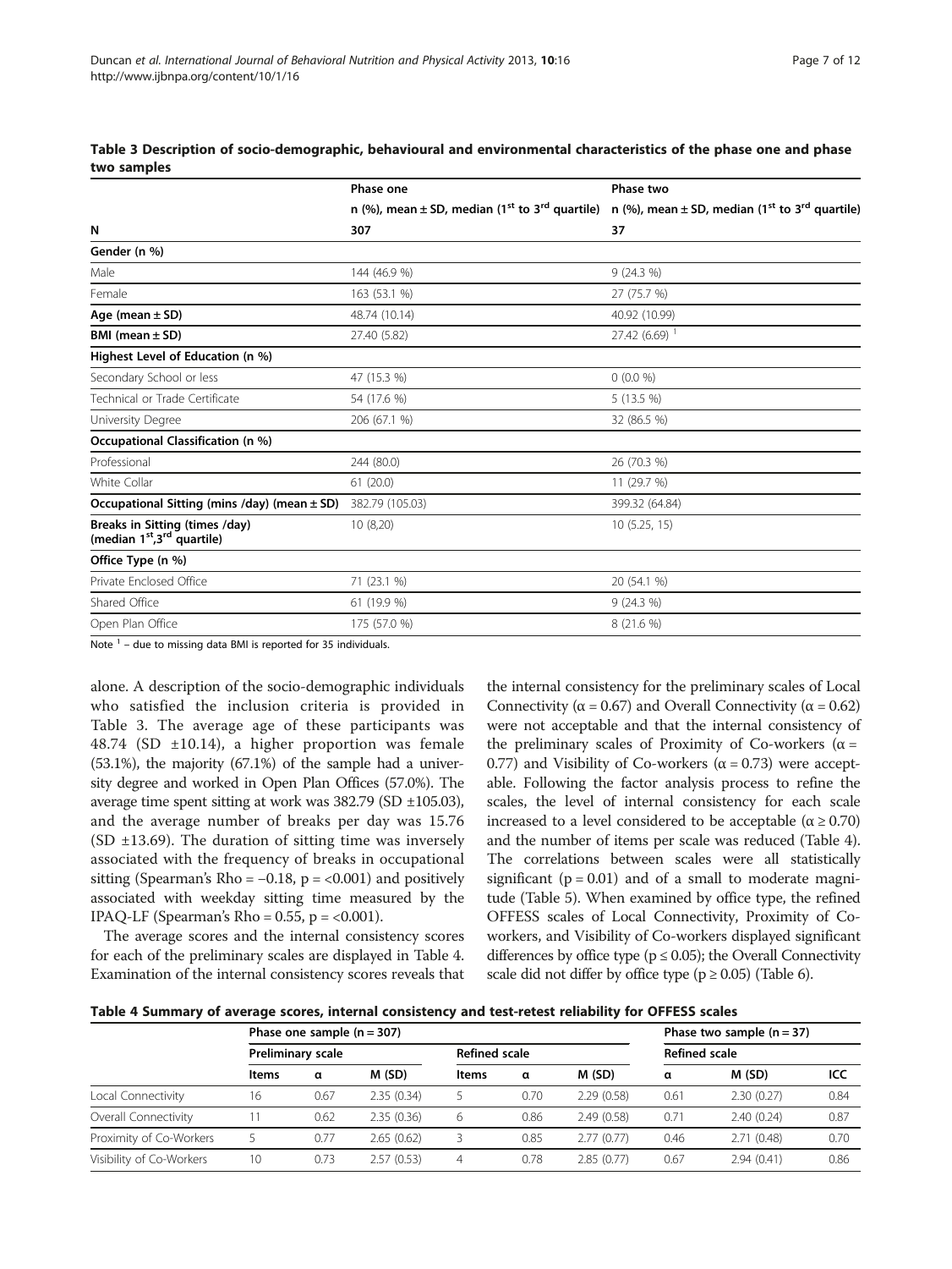**Table 3 Description of socio-demographic, behavioural and environmental characteristics of the phase one and phase two samples**

| | Phase one | Phase two |
|---|---|---|
| | n (%), mean ± SD, median (1st to 3rd quartile) | n (%), mean ± SD, median (1st to 3rd quartile) |
| **N** | **307** | **37** |
| **Gender (n %)** | | |
| Male | 144 (46.9 %) | 9 (24.3 %) |
| Female | 163 (53.1 %) | 27 (75.7 %) |
| **Age (mean ± SD)** | 48.74 (10.14) | 40.92 (10.99) |
| **BMI (mean ± SD)** | 27.40 (5.82) | 27.42 (6.69) [1] |
| **Highest Level of Education (n %)** | | |
| Secondary School or less | 47 (15.3 %) | 0 (0.0 %) |
| Technical or Trade Certificate | 54 (17.6 %) | 5 (13.5 %) |
| University Degree | 206 (67.1 %) | 32 (86.5 %) |
| **Occupational Classification (n %)** | | |
| Professional | 244 (80.0) | 26 (70.3 %) |
| White Collar | 61 (20.0) | 11 (29.7 %) |
| **Occupational Sitting (mins /day) (mean ± SD)** | 382.79 (105.03) | 399.32 (64.84) |
| **Breaks in Sitting (times /day) (median 1st,3rd quartile)** | 10 (8,20) | 10 (5.25, 15) |
| **Office Type (n %)** | | |
| Private Enclosed Office | 71 (23.1 %) | 20 (54.1 %) |
| Shared Office | 61 (19.9 %) | 9 (24.3 %) |
| Open Plan Office | 175 (57.0 %) | 8 (21.6 %) |

Note [1] – due to missing data BMI is reported for 35 individuals.

alone. A description of the socio-demographic individuals who satisfied the inclusion criteria is provided in Table 3. The average age of these participants was 48.74 (SD ±10.14), a higher proportion was female (53.1%), the majority (67.1%) of the sample had a university degree and worked in Open Plan Offices (57.0%). The average time spent sitting at work was 382.79 (SD ±105.03), and the average number of breaks per day was 15.76 (SD ±13.69). The duration of sitting time was inversely associated with the frequency of breaks in occupational sitting (Spearman's Rho = −0.18, p = <0.001) and positively associated with weekday sitting time measured by the IPAQ-LF (Spearman's Rho = 0.55, p = <0.001).

The average scores and the internal consistency scores for each of the preliminary scales are displayed in Table 4. Examination of the internal consistency scores reveals that the internal consistency for the preliminary scales of Local Connectivity (α = 0.67) and Overall Connectivity (α = 0.62) were not acceptable and that the internal consistency of the preliminary scales of Proximity of Co-workers (α = 0.77) and Visibility of Co-workers (α = 0.73) were acceptable. Following the factor analysis process to refine the scales, the level of internal consistency for each scale increased to a level considered to be acceptable (α ≥ 0.70) and the number of items per scale was reduced (Table 4). The correlations between scales were all statistically significant (p = 0.01) and of a small to moderate magnitude (Table 5). When examined by office type, the refined OFFESS scales of Local Connectivity, Proximity of Co-workers, and Visibility of Co-workers displayed significant differences by office type (p ≤ 0.05); the Overall Connectivity scale did not differ by office type (p ≥ 0.05) (Table 6).

**Table 4 Summary of average scores, internal consistency and test-retest reliability for OFFESS scales**

| | Phase one sample (n = 307) | | | | | | Phase two sample (n = 37) | | |
|---|---|---|---|---|---|---|---|---|---|
| | Preliminary scale | | | Refined scale | | | Refined scale | | |
| | Items | α | M (SD) | Items | α | M (SD) | α | M (SD) | ICC |
| Local Connectivity | 16 | 0.67 | 2.35 (0.34) | 5 | 0.70 | 2.29 (0.58) | 0.61 | 2.30 (0.27) | 0.84 |
| Overall Connectivity | 11 | 0.62 | 2.35 (0.36) | 6 | 0.86 | 2.49 (0.58) | 0.71 | 2.40 (0.24) | 0.87 |
| Proximity of Co-Workers | 5 | 0.77 | 2.65 (0.62) | 3 | 0.85 | 2.77 (0.77) | 0.46 | 2.71 (0.48) | 0.70 |
| Visibility of Co-Workers | 10 | 0.73 | 2.57 (0.53) | 4 | 0.78 | 2.85 (0.77) | 0.67 | 2.94 (0.41) | 0.86 |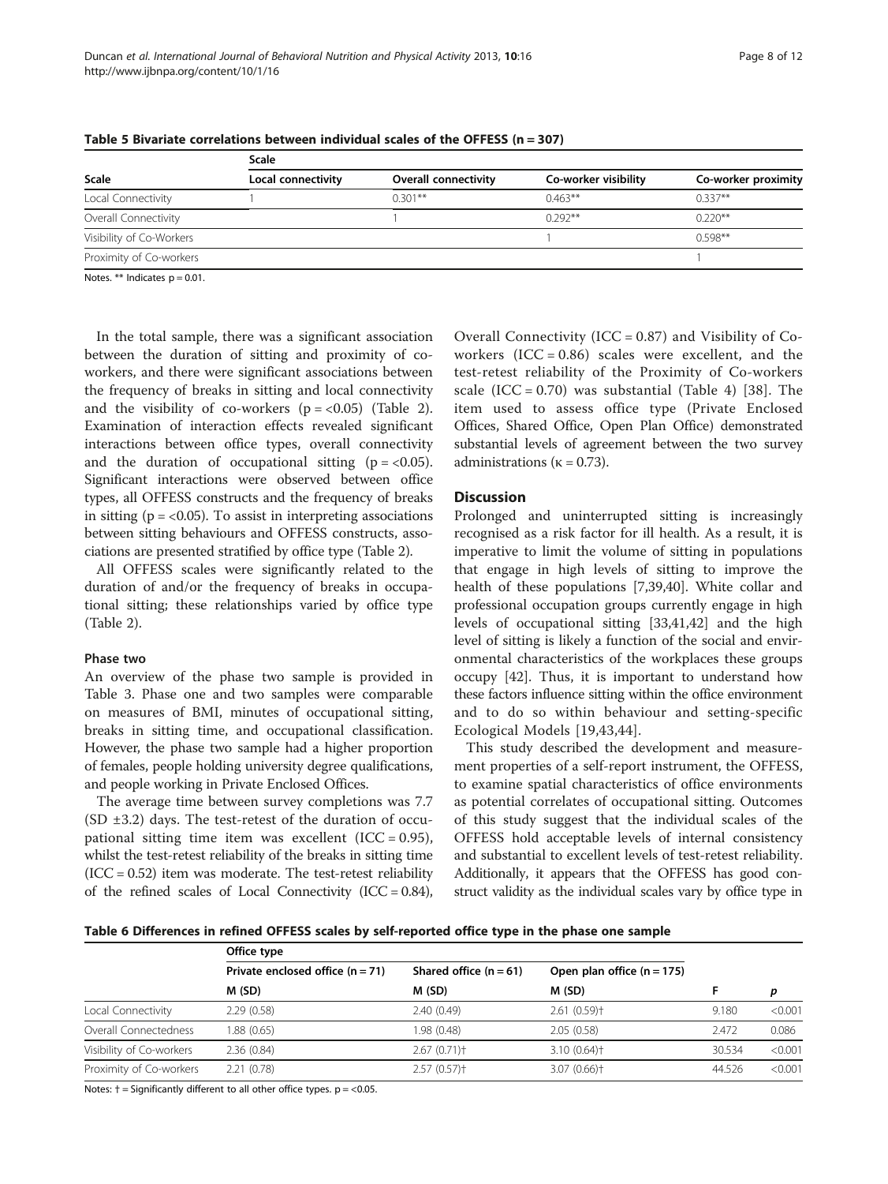**Table 5 Bivariate correlations between individual scales of the OFFESS (n = 307)**

| Scale | Local connectivity | Overall connectivity | Co-worker visibility | Co-worker proximity |
|---|---|---|---|---|
| Local Connectivity | 1 | 0.301** | 0.463** | 0.337** |
| Overall Connectivity | | 1 | 0.292** | 0.220** |
| Visibility of Co-Workers | | | 1 | 0.598** |
| Proximity of Co-workers | | | | 1 |

Notes. ** Indicates p = 0.01.

In the total sample, there was a significant association between the duration of sitting and proximity of co-workers, and there were significant associations between the frequency of breaks in sitting and local connectivity and the visibility of co-workers (p = <0.05) (Table 2). Examination of interaction effects revealed significant interactions between office types, overall connectivity and the duration of occupational sitting (p = <0.05). Significant interactions were observed between office types, all OFFESS constructs and the frequency of breaks in sitting (p = <0.05). To assist in interpreting associations between sitting behaviours and OFFESS constructs, associations are presented stratified by office type (Table 2).

All OFFESS scales were significantly related to the duration of and/or the frequency of breaks in occupational sitting; these relationships varied by office type (Table 2).

#### Phase two

An overview of the phase two sample is provided in Table 3. Phase one and two samples were comparable on measures of BMI, minutes of occupational sitting, breaks in sitting time, and occupational classification. However, the phase two sample had a higher proportion of females, people holding university degree qualifications, and people working in Private Enclosed Offices.

The average time between survey completions was 7.7 (SD ±3.2) days. The test-retest of the duration of occupational sitting time item was excellent (ICC = 0.95), whilst the test-retest reliability of the breaks in sitting time (ICC = 0.52) item was moderate. The test-retest reliability of the refined scales of Local Connectivity (ICC = 0.84), Overall Connectivity (ICC = 0.87) and Visibility of Co-workers (ICC = 0.86) scales were excellent, and the test-retest reliability of the Proximity of Co-workers scale (ICC = 0.70) was substantial (Table 4) [38]. The item used to assess office type (Private Enclosed Offices, Shared Office, Open Plan Office) demonstrated substantial levels of agreement between the two survey administrations (κ = 0.73).

## Discussion

Prolonged and uninterrupted sitting is increasingly recognised as a risk factor for ill health. As a result, it is imperative to limit the volume of sitting in populations that engage in high levels of sitting to improve the health of these populations [7,39,40]. White collar and professional occupation groups currently engage in high levels of occupational sitting [33,41,42] and the high level of sitting is likely a function of the social and environmental characteristics of the workplaces these groups occupy [42]. Thus, it is important to understand how these factors influence sitting within the office environment and to do so within behaviour and setting-specific Ecological Models [19,43,44].

This study described the development and measurement properties of a self-report instrument, the OFFESS, to examine spatial characteristics of office environments as potential correlates of occupational sitting. Outcomes of this study suggest that the individual scales of the OFFESS hold acceptable levels of internal consistency and substantial to excellent levels of test-retest reliability. Additionally, it appears that the OFFESS has good construct validity as the individual scales vary by office type in

**Table 6 Differences in refined OFFESS scales by self-reported office type in the phase one sample**

| | Office type | | | | |
|---|---|---|---|---|---|
| | Private enclosed office (n = 71) | Shared office (n = 61) | Open plan office (n = 175) | | |
| | M (SD) | M (SD) | M (SD) | F | p |
| Local Connectivity | 2.29 (0.58) | 2.40 (0.49) | 2.61 (0.59)† | 9.180 | <0.001 |
| Overall Connectedness | 1.88 (0.65) | 1.98 (0.48) | 2.05 (0.58) | 2.472 | 0.086 |
| Visibility of Co-workers | 2.36 (0.84) | 2.67 (0.71)† | 3.10 (0.64)† | 30.534 | <0.001 |
| Proximity of Co-workers | 2.21 (0.78) | 2.57 (0.57)† | 3.07 (0.66)† | 44.526 | <0.001 |

Notes: † = Significantly different to all other office types. p = <0.05.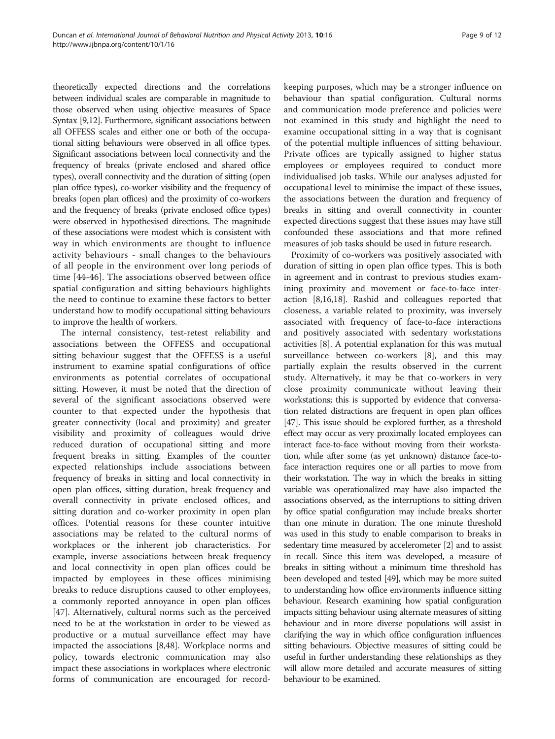theoretically expected directions and the correlations between individual scales are comparable in magnitude to those observed when using objective measures of Space Syntax [9,12]. Furthermore, significant associations between all OFFESS scales and either one or both of the occupational sitting behaviours were observed in all office types. Significant associations between local connectivity and the frequency of breaks (private enclosed and shared office types), overall connectivity and the duration of sitting (open plan office types), co-worker visibility and the frequency of breaks (open plan offices) and the proximity of co-workers and the frequency of breaks (private enclosed office types) were observed in hypothesised directions. The magnitude of these associations were modest which is consistent with way in which environments are thought to influence activity behaviours - small changes to the behaviours of all people in the environment over long periods of time [44-46]. The associations observed between office spatial configuration and sitting behaviours highlights the need to continue to examine these factors to better understand how to modify occupational sitting behaviours to improve the health of workers.

The internal consistency, test-retest reliability and associations between the OFFESS and occupational sitting behaviour suggest that the OFFESS is a useful instrument to examine spatial configurations of office environments as potential correlates of occupational sitting. However, it must be noted that the direction of several of the significant associations observed were counter to that expected under the hypothesis that greater connectivity (local and proximity) and greater visibility and proximity of colleagues would drive reduced duration of occupational sitting and more frequent breaks in sitting. Examples of the counter expected relationships include associations between frequency of breaks in sitting and local connectivity in open plan offices, sitting duration, break frequency and overall connectivity in private enclosed offices, and sitting duration and co-worker proximity in open plan offices. Potential reasons for these counter intuitive associations may be related to the cultural norms of workplaces or the inherent job characteristics. For example, inverse associations between break frequency and local connectivity in open plan offices could be impacted by employees in these offices minimising breaks to reduce disruptions caused to other employees, a commonly reported annoyance in open plan offices [47]. Alternatively, cultural norms such as the perceived need to be at the workstation in order to be viewed as productive or a mutual surveillance effect may have impacted the associations [8,48]. Workplace norms and policy, towards electronic communication may also impact these associations in workplaces where electronic forms of communication are encouraged for record-keeping purposes, which may be a stronger influence on behaviour than spatial configuration. Cultural norms and communication mode preference and policies were not examined in this study and highlight the need to examine occupational sitting in a way that is cognisant of the potential multiple influences of sitting behaviour. Private offices are typically assigned to higher status employees or employees required to conduct more individualised job tasks. While our analyses adjusted for occupational level to minimise the impact of these issues, the associations between the duration and frequency of breaks in sitting and overall connectivity in counter expected directions suggest that these issues may have still confounded these associations and that more refined measures of job tasks should be used in future research.

Proximity of co-workers was positively associated with duration of sitting in open plan office types. This is both in agreement and in contrast to previous studies examining proximity and movement or face-to-face interaction [8,16,18]. Rashid and colleagues reported that closeness, a variable related to proximity, was inversely associated with frequency of face-to-face interactions and positively associated with sedentary workstations activities [8]. A potential explanation for this was mutual surveillance between co-workers [8], and this may partially explain the results observed in the current study. Alternatively, it may be that co-workers in very close proximity communicate without leaving their workstations; this is supported by evidence that conversation related distractions are frequent in open plan offices [47]. This issue should be explored further, as a threshold effect may occur as very proximally located employees can interact face-to-face without moving from their workstation, while after some (as yet unknown) distance face-to-face interaction requires one or all parties to move from their workstation. The way in which the breaks in sitting variable was operationalized may have also impacted the associations observed, as the interruptions to sitting driven by office spatial configuration may include breaks shorter than one minute in duration. The one minute threshold was used in this study to enable comparison to breaks in sedentary time measured by accelerometer [2] and to assist in recall. Since this item was developed, a measure of breaks in sitting without a minimum time threshold has been developed and tested [49], which may be more suited to understanding how office environments influence sitting behaviour. Research examining how spatial configuration impacts sitting behaviour using alternate measures of sitting behaviour and in more diverse populations will assist in clarifying the way in which office configuration influences sitting behaviours. Objective measures of sitting could be useful in further understanding these relationships as they will allow more detailed and accurate measures of sitting behaviour to be examined.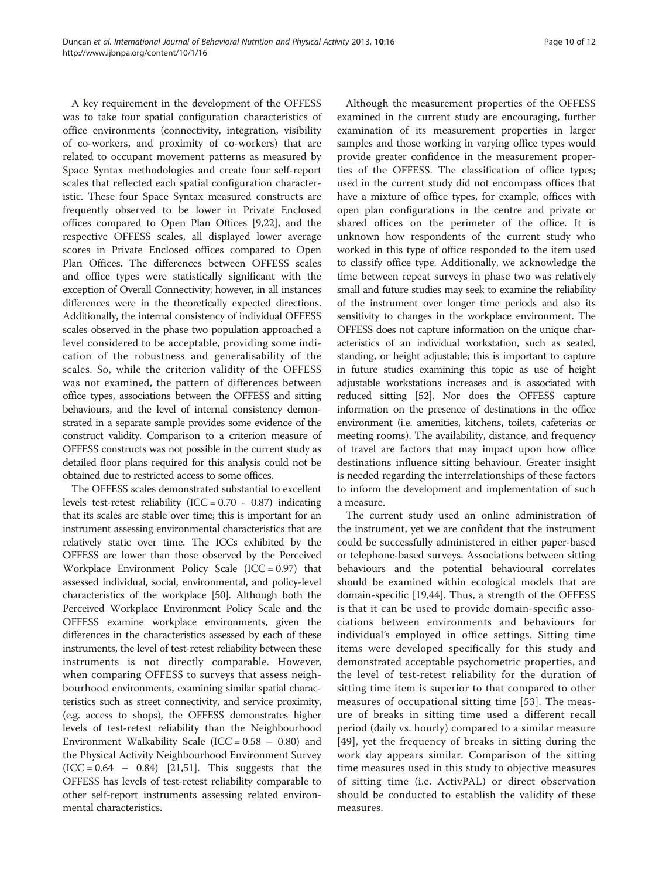A key requirement in the development of the OFFESS was to take four spatial configuration characteristics of office environments (connectivity, integration, visibility of co-workers, and proximity of co-workers) that are related to occupant movement patterns as measured by Space Syntax methodologies and create four self-report scales that reflected each spatial configuration characteristic. These four Space Syntax measured constructs are frequently observed to be lower in Private Enclosed offices compared to Open Plan Offices [9,22], and the respective OFFESS scales, all displayed lower average scores in Private Enclosed offices compared to Open Plan Offices. The differences between OFFESS scales and office types were statistically significant with the exception of Overall Connectivity; however, in all instances differences were in the theoretically expected directions. Additionally, the internal consistency of individual OFFESS scales observed in the phase two population approached a level considered to be acceptable, providing some indication of the robustness and generalisability of the scales. So, while the criterion validity of the OFFESS was not examined, the pattern of differences between office types, associations between the OFFESS and sitting behaviours, and the level of internal consistency demonstrated in a separate sample provides some evidence of the construct validity. Comparison to a criterion measure of OFFESS constructs was not possible in the current study as detailed floor plans required for this analysis could not be obtained due to restricted access to some offices.

The OFFESS scales demonstrated substantial to excellent levels test-retest reliability (ICC = 0.70 - 0.87) indicating that its scales are stable over time; this is important for an instrument assessing environmental characteristics that are relatively static over time. The ICCs exhibited by the OFFESS are lower than those observed by the Perceived Workplace Environment Policy Scale (ICC = 0.97) that assessed individual, social, environmental, and policy-level characteristics of the workplace [50]. Although both the Perceived Workplace Environment Policy Scale and the OFFESS examine workplace environments, given the differences in the characteristics assessed by each of these instruments, the level of test-retest reliability between these instruments is not directly comparable. However, when comparing OFFESS to surveys that assess neighbourhood environments, examining similar spatial characteristics such as street connectivity, and service proximity, (e.g. access to shops), the OFFESS demonstrates higher levels of test-retest reliability than the Neighbourhood Environment Walkability Scale (ICC = 0.58 – 0.80) and the Physical Activity Neighbourhood Environment Survey (ICC = 0.64 – 0.84) [21,51]. This suggests that the OFFESS has levels of test-retest reliability comparable to other self-report instruments assessing related environmental characteristics.

Although the measurement properties of the OFFESS examined in the current study are encouraging, further examination of its measurement properties in larger samples and those working in varying office types would provide greater confidence in the measurement properties of the OFFESS. The classification of office types; used in the current study did not encompass offices that have a mixture of office types, for example, offices with open plan configurations in the centre and private or shared offices on the perimeter of the office. It is unknown how respondents of the current study who worked in this type of office responded to the item used to classify office type. Additionally, we acknowledge the time between repeat surveys in phase two was relatively small and future studies may seek to examine the reliability of the instrument over longer time periods and also its sensitivity to changes in the workplace environment. The OFFESS does not capture information on the unique characteristics of an individual workstation, such as seated, standing, or height adjustable; this is important to capture in future studies examining this topic as use of height adjustable workstations increases and is associated with reduced sitting [52]. Nor does the OFFESS capture information on the presence of destinations in the office environment (i.e. amenities, kitchens, toilets, cafeterias or meeting rooms). The availability, distance, and frequency of travel are factors that may impact upon how office destinations influence sitting behaviour. Greater insight is needed regarding the interrelationships of these factors to inform the development and implementation of such a measure.

The current study used an online administration of the instrument, yet we are confident that the instrument could be successfully administered in either paper-based or telephone-based surveys. Associations between sitting behaviours and the potential behavioural correlates should be examined within ecological models that are domain-specific [19,44]. Thus, a strength of the OFFESS is that it can be used to provide domain-specific associations between environments and behaviours for individual's employed in office settings. Sitting time items were developed specifically for this study and demonstrated acceptable psychometric properties, and the level of test-retest reliability for the duration of sitting time item is superior to that compared to other measures of occupational sitting time [53]. The measure of breaks in sitting time used a different recall period (daily vs. hourly) compared to a similar measure [49], yet the frequency of breaks in sitting during the work day appears similar. Comparison of the sitting time measures used in this study to objective measures of sitting time (i.e. ActivPAL) or direct observation should be conducted to establish the validity of these measures.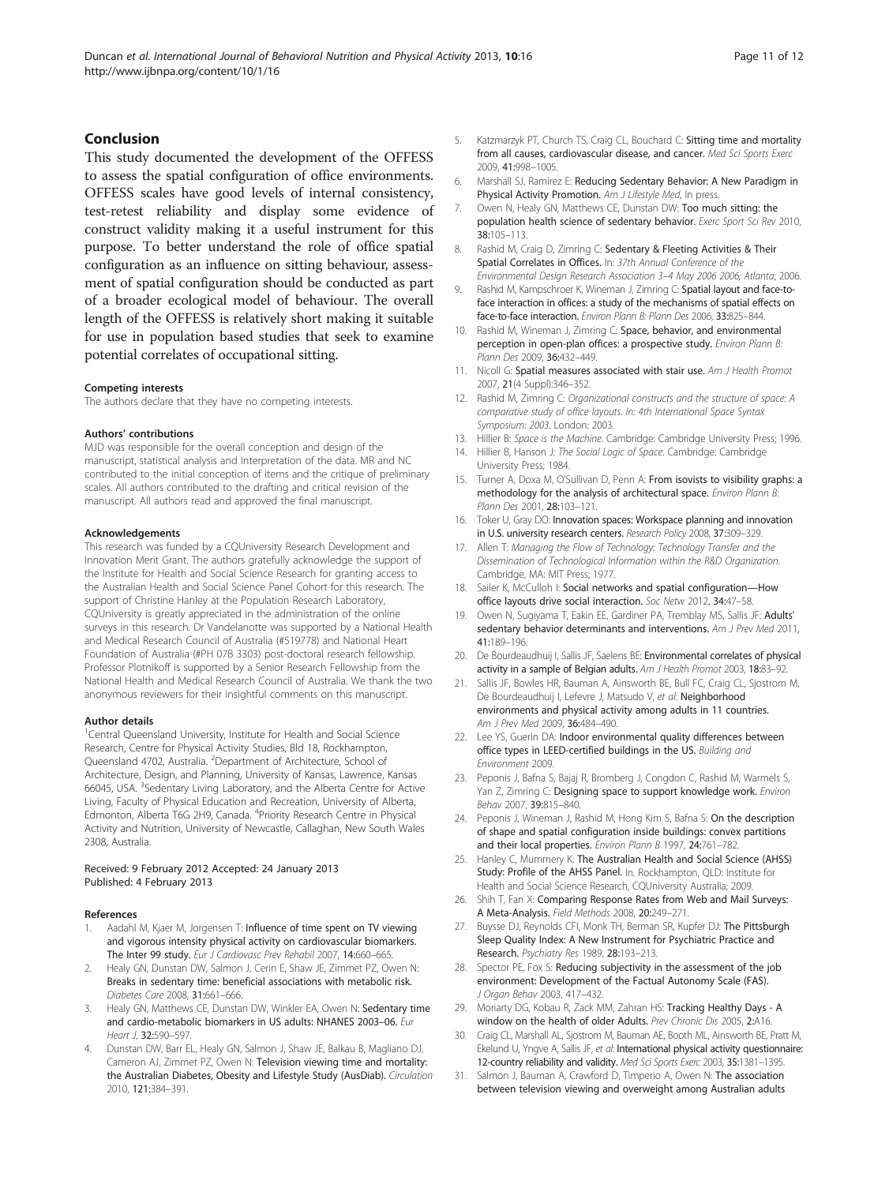## Conclusion

This study documented the development of the OFFESS to assess the spatial configuration of office environments. OFFESS scales have good levels of internal consistency, test-retest reliability and display some evidence of construct validity making it a useful instrument for this purpose. To better understand the role of office spatial configuration as an influence on sitting behaviour, assessment of spatial configuration should be conducted as part of a broader ecological model of behaviour. The overall length of the OFFESS is relatively short making it suitable for use in population based studies that seek to examine potential correlates of occupational sitting.

#### Competing interests

The authors declare that they have no competing interests.

#### Authors' contributions

MJD was responsible for the overall conception and design of the manuscript, statistical analysis and interpretation of the data. MR and NC contributed to the initial conception of items and the critique of preliminary scales. All authors contributed to the drafting and critical revision of the manuscript. All authors read and approved the final manuscript.

#### Acknowledgements

This research was funded by a CQUniversity Research Development and Innovation Merit Grant. The authors gratefully acknowledge the support of the Institute for Health and Social Science Research for granting access to the Australian Health and Social Science Panel Cohort for this research. The support of Christine Hanley at the Population Research Laboratory, CQUniversity is greatly appreciated in the administration of the online surveys in this research. Dr Vandelanotte was supported by a National Health and Medical Research Council of Australia (#519778) and National Heart Foundation of Australia (#PH 07B 3303) post-doctoral research fellowship. Professor Plotnikoff is supported by a Senior Research Fellowship from the National Health and Medical Research Council of Australia. We thank the two anonymous reviewers for their insightful comments on this manuscript.

#### Author details

[1]Central Queensland University, Institute for Health and Social Science Research, Centre for Physical Activity Studies, Bld 18, Rockhampton, Queensland 4702, Australia. [2]Department of Architecture, School of Architecture, Design, and Planning, University of Kansas, Lawrence, Kansas 66045, USA. [3]Sedentary Living Laboratory, and the Alberta Centre for Active Living, Faculty of Physical Education and Recreation, University of Alberta, Edmonton, Alberta T6G 2H9, Canada. [4]Priority Research Centre in Physical Activity and Nutrition, University of Newcastle, Callaghan, New South Wales 2308, Australia.

Received: 9 February 2012 Accepted: 24 January 2013
Published: 4 February 2013

#### References

1. Aadahl M, Kjaer M, Jorgensen T: **Influence of time spent on TV viewing and vigorous intensity physical activity on cardiovascular biomarkers. The Inter 99 study.** *Eur J Cardiovasc Prev Rehabil* 2007, **14:**660–665.
2. Healy GN, Dunstan DW, Salmon J, Cerin E, Shaw JE, Zimmet PZ, Owen N: **Breaks in sedentary time: beneficial associations with metabolic risk.** *Diabetes Care* 2008, **31:**661–666.
3. Healy GN, Matthews CE, Dunstan DW, Winkler EA, Owen N: **Sedentary time and cardio-metabolic biomarkers in US adults: NHANES 2003–06.** *Eur Heart J*, **32:**590–597.
4. Dunstan DW, Barr EL, Healy GN, Salmon J, Shaw JE, Balkau B, Magliano DJ, Cameron AJ, Zimmet PZ, Owen N: **Television viewing time and mortality: the Australian Diabetes, Obesity and Lifestyle Study (AusDiab).** *Circulation* 2010, **121:**384–391.
5. Katzmarzyk PT, Church TS, Craig CL, Bouchard C: **Sitting time and mortality from all causes, cardiovascular disease, and cancer.** *Med Sci Sports Exerc* 2009, **41:**998–1005.
6. Marshall SJ, Ramirez E: **Reducing Sedentary Behavior: A New Paradigm in Physical Activity Promotion.** *Am J Lifestyle Med*, In press.
7. Owen N, Healy GN, Matthews CE, Dunstan DW: **Too much sitting: the population health science of sedentary behavior.** *Exerc Sport Sci Rev* 2010, **38:**105–113.
8. Rashid M, Craig D, Zimring C: **Sedentary & Fleeting Activities & Their Spatial Correlates in Offices.** In: *37th Annual Conference of the Environmental Design Research Association 3–4 May 2006 2006; Atlanta*; 2006.
9. Rashid M, Kampschroer K, Wineman J, Zimring C: **Spatial layout and face-to-face interaction in offices: a study of the mechanisms of spatial effects on face-to-face interaction.** *Environ Plann B: Plann Des* 2006, **33:**825–844.
10. Rashid M, Wineman J, Zimring C: **Space, behavior, and environmental perception in open-plan offices: a prospective study.** *Environ Plann B: Plann Des* 2009, **36:**432–449.
11. Nicoll G: **Spatial measures associated with stair use.** *Am J Health Promot* 2007, **21**(4 Suppl):346–352.
12. Rashid M, Zimring C: *Organizational constructs and the structure of space: A comparative study of office layouts. In: 4th International Space Syntax Symposium: 2003*. London: 2003.
13. Hillier B: *Space is the Machine*. Cambridge: Cambridge University Press; 1996.
14. Hillier B, Hanson J: *The Social Logic of Space*. Cambridge: Cambridge University Press; 1984.
15. Turner A, Doxa M, O'Sullivan D, Penn A: **From isovists to visibility graphs: a methodology for the analysis of architectural space.** *Environ Plann B: Plann Des* 2001, **28:**103–121.
16. Toker U, Gray DO: **Innovation spaces: Workspace planning and innovation in U.S. university research centers.** *Research Policy* 2008, **37:**309–329.
17. Allen T: *Managing the Flow of Technology: Technology Transfer and the Dissemination of Technological Information within the R&D Organization*. Cambridge, MA: MIT Press; 1977.
18. Sailer K, McCulloh I: **Social networks and spatial configuration—How office layouts drive social interaction.** *Soc Netw* 2012, **34:**47–58.
19. Owen N, Sugiyama T, Eakin EE, Gardiner PA, Tremblay MS, Sallis JF: **Adults' sedentary behavior determinants and interventions.** *Am J Prev Med* 2011, **41:**189–196.
20. De Bourdeaudhuij I, Sallis JF, Saelens BE: **Environmental correlates of physical activity in a sample of Belgian adults.** *Am J Health Promot* 2003, **18:**83–92.
21. Sallis JF, Bowles HR, Bauman A, Ainsworth BE, Bull FC, Craig CL, Sjostrom M, De Bourdeaudhuij I, Lefevre J, Matsudo V, *et al*: **Neighborhood environments and physical activity among adults in 11 countries.** *Am J Prev Med* 2009, **36:**484–490.
22. Lee YS, Guerin DA: **Indoor environmental quality differences between office types in LEED-certified buildings in the US.** *Building and Environment* 2009.
23. Peponis J, Bafna S, Bajaj R, Bromberg J, Congdon C, Rashid M, Warmels S, Yan Z, Zimring C: **Designing space to support knowledge work.** *Environ Behav* 2007, **39:**815–840.
24. Peponis J, Wineman J, Rashid M, Hong Kim S, Bafna S: **On the description of shape and spatial configuration inside buildings: convex partitions and their local properties.** *Environ Plann B* 1997, **24:**761–782.
25. Hanley C, Mummery K: **The Australian Health and Social Science (AHSS) Study: Profile of the AHSS Panel.** In. Rockhampton, QLD: Institute for Health and Social Science Research, CQUniversity Australia; 2009.
26. Shih T, Fan X: **Comparing Response Rates from Web and Mail Surveys: A Meta-Analysis.** *Field Methods* 2008, **20:**249–271.
27. Buysse DJ, Reynolds CFI, Monk TH, Berman SR, Kupfer DJ: **The Pittsburgh Sleep Quality Index: A New Instrument for Psychiatric Practice and Research.** *Psychiatry Res* 1989, **28:**193–213.
28. Spector PE, Fox S: **Reducing subjectivity in the assessment of the job environment: Development of the Factual Autonomy Scale (FAS).** *J Organ Behav* 2003, 417–432.
29. Moriarty DG, Kobau R, Zack MM, Zahran HS: **Tracking Healthy Days - A window on the health of older Adults.** *Prev Chronic Dis* 2005, **2:**A16.
30. Craig CL, Marshall AL, Sjostrom M, Bauman AE, Booth ML, Ainsworth BE, Pratt M, Ekelund U, Yngve A, Sallis JF, *et al*: **International physical activity questionnaire: 12-country reliability and validity.** *Med Sci Sports Exerc* 2003, **35:**1381–1395.
31. Salmon J, Bauman A, Crawford D, Timperio A, Owen N: **The association between television viewing and overweight among Australian adults**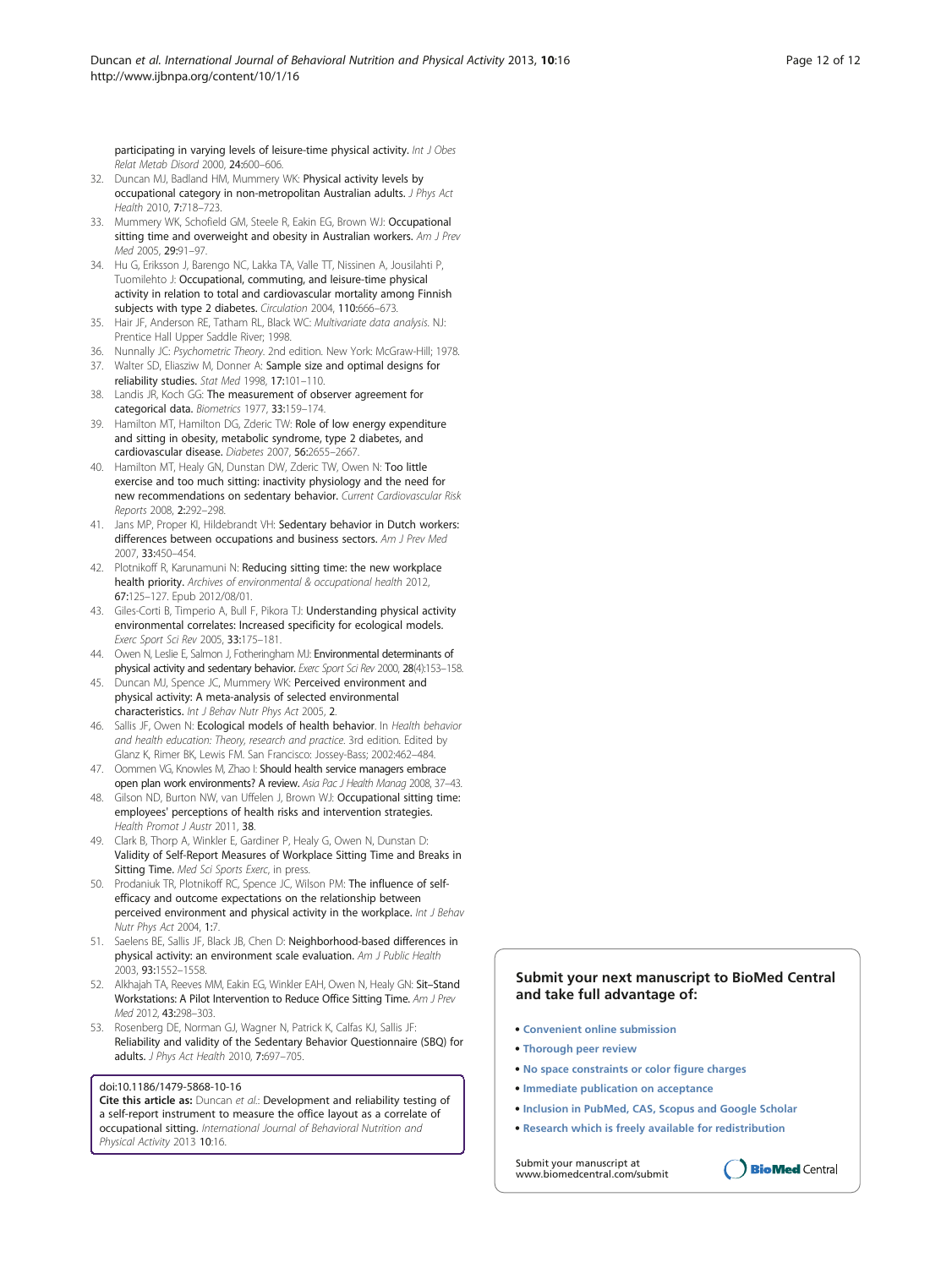participating in varying levels of leisure-time physical activity. *Int J Obes Relat Metab Disord* 2000, **24**:600–606.

32. Duncan MJ, Badland HM, Mummery WK: **Physical activity levels by occupational category in non-metropolitan Australian adults.** *J Phys Act Health* 2010, **7**:718–723.
33. Mummery WK, Schofield GM, Steele R, Eakin EG, Brown WJ: **Occupational sitting time and overweight and obesity in Australian workers.** *Am J Prev Med* 2005, **29**:91–97.
34. Hu G, Eriksson J, Barengo NC, Lakka TA, Valle TT, Nissinen A, Jousilahti P, Tuomilehto J: **Occupational, commuting, and leisure-time physical activity in relation to total and cardiovascular mortality among Finnish subjects with type 2 diabetes.** *Circulation* 2004, **110**:666–673.
35. Hair JF, Anderson RE, Tatham RL, Black WC: *Multivariate data analysis*. NJ: Prentice Hall Upper Saddle River; 1998.
36. Nunnally JC: *Psychometric Theory*. 2nd edition. New York: McGraw-Hill; 1978.
37. Walter SD, Eliasziw M, Donner A: **Sample size and optimal designs for reliability studies.** *Stat Med* 1998, **17**:101–110.
38. Landis JR, Koch GG: **The measurement of observer agreement for categorical data.** *Biometrics* 1977, **33**:159–174.
39. Hamilton MT, Hamilton DG, Zderic TW: **Role of low energy expenditure and sitting in obesity, metabolic syndrome, type 2 diabetes, and cardiovascular disease.** *Diabetes* 2007, **56**:2655–2667.
40. Hamilton MT, Healy GN, Dunstan DW, Zderic TW, Owen N: **Too little exercise and too much sitting: inactivity physiology and the need for new recommendations on sedentary behavior.** *Current Cardiovascular Risk Reports* 2008, **2**:292–298.
41. Jans MP, Proper KI, Hildebrandt VH: **Sedentary behavior in Dutch workers: differences between occupations and business sectors.** *Am J Prev Med* 2007, **33**:450–454.
42. Plotnikoff R, Karunamuni N: **Reducing sitting time: the new workplace health priority.** *Archives of environmental & occupational health* 2012, **67**:125–127. Epub 2012/08/01.
43. Giles-Corti B, Timperio A, Bull F, Pikora TJ: **Understanding physical activity environmental correlates: Increased specificity for ecological models.** *Exerc Sport Sci Rev* 2005, **33**:175–181.
44. Owen N, Leslie E, Salmon J, Fotheringham MJ: **Environmental determinants of physical activity and sedentary behavior.** *Exerc Sport Sci Rev* 2000, **28**(4):153–158.
45. Duncan MJ, Spence JC, Mummery WK: **Perceived environment and physical activity: A meta-analysis of selected environmental characteristics.** *Int J Behav Nutr Phys Act* 2005, **2**.
46. Sallis JF, Owen N: **Ecological models of health behavior**. In *Health behavior and health education: Theory, research and practice*. 3rd edition. Edited by Glanz K, Rimer BK, Lewis FM. San Francisco: Jossey-Bass; 2002:462–484.
47. Oommen VG, Knowles M, Zhao I: **Should health service managers embrace open plan work environments? A review.** *Asia Pac J Health Manag* 2008, 37–43.
48. Gilson ND, Burton NW, van Uffelen J, Brown WJ: **Occupational sitting time: employees' perceptions of health risks and intervention strategies.** *Health Promot J Austr* 2011, **38**.
49. Clark B, Thorp A, Winkler E, Gardiner P, Healy G, Owen N, Dunstan D: **Validity of Self-Report Measures of Workplace Sitting Time and Breaks in Sitting Time.** *Med Sci Sports Exerc*, in press.
50. Prodaniuk TR, Plotnikoff RC, Spence JC, Wilson PM: **The influence of self-efficacy and outcome expectations on the relationship between perceived environment and physical activity in the workplace.** *Int J Behav Nutr Phys Act* 2004, **1**:7.
51. Saelens BE, Sallis JF, Black JB, Chen D: **Neighborhood-based differences in physical activity: an environment scale evaluation.** *Am J Public Health* 2003, **93**:1552–1558.
52. Alkhajah TA, Reeves MM, Eakin EG, Winkler EAH, Owen N, Healy GN: **Sit–Stand Workstations: A Pilot Intervention to Reduce Office Sitting Time.** *Am J Prev Med* 2012, **43**:298–303.
53. Rosenberg DE, Norman GJ, Wagner N, Patrick K, Calfas KJ, Sallis JF: **Reliability and validity of the Sedentary Behavior Questionnaire (SBQ) for adults.** *J Phys Act Health* 2010, **7**:697–705.

doi:10.1186/1479-5868-10-16

**Cite this article as:** Duncan *et al.*: Development and reliability testing of a self-report instrument to measure the office layout as a correlate of occupational sitting. *International Journal of Behavioral Nutrition and Physical Activity* 2013 10:16.

**Submit your next manuscript to BioMed Central and take full advantage of:**

- **Convenient online submission**
- **Thorough peer review**
- **No space constraints or color figure charges**
- **Immediate publication on acceptance**
- **Inclusion in PubMed, CAS, Scopus and Google Scholar**
- **Research which is freely available for redistribution**

Submit your manuscript at www.biomedcentral.com/submit

BioMed Central